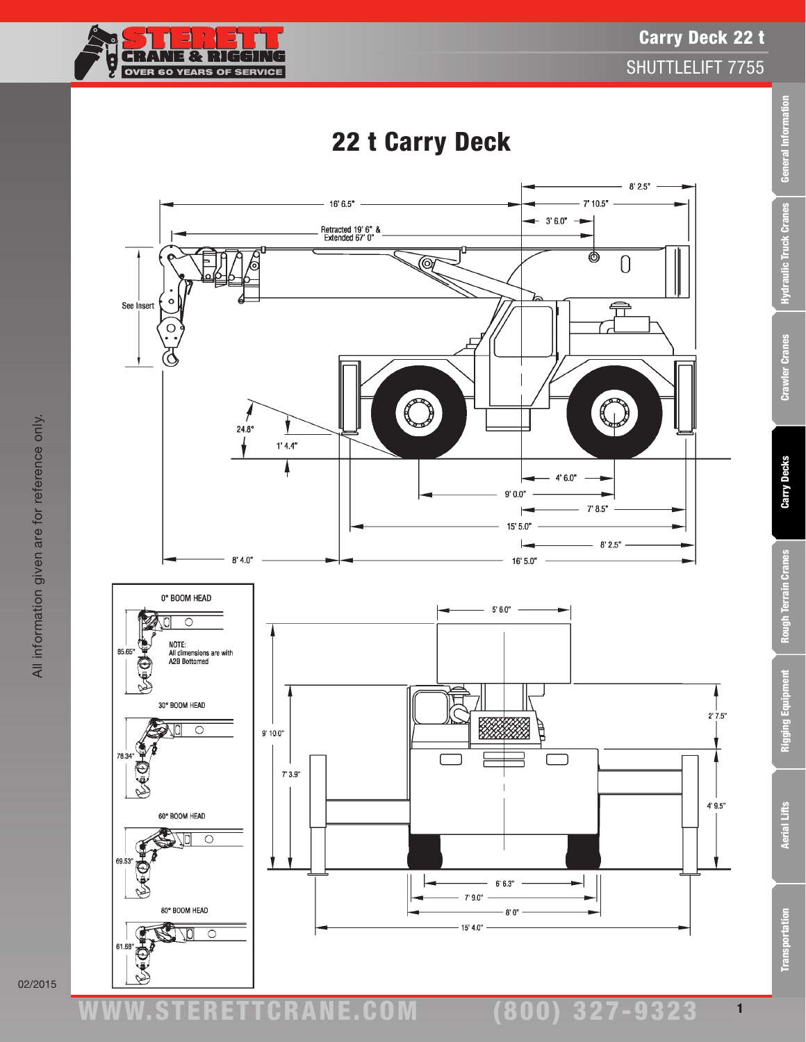# 22 t Carry Deck

16' 6.5"

8' 2.5"

7' 10.5"

3' 6.0"

Retracted 19' 6" & Extended 67' 0"

See Insert

24.6°

1' 4.4"

4' 6.0"

9' 0.0"

7' 8.5"

15' 5.0"

8' 2.5"

8' 4.0"

16' 5.0"

0° BOOM HEAD

NOTE:
All dimensions are with A2B Bottomed

85.65"

30° BOOM HEAD

78.34"

60° BOOM HEAD

69.53"

80° BOOM HEAD

61.68"

5' 6.0"

9' 10.0"

7' 3.9"

2' 7.5"

4' 9.5"

6' 6.3"

7' 9.0"

8' 0"

15' 4.0"

All information given are for reference only.

02/2015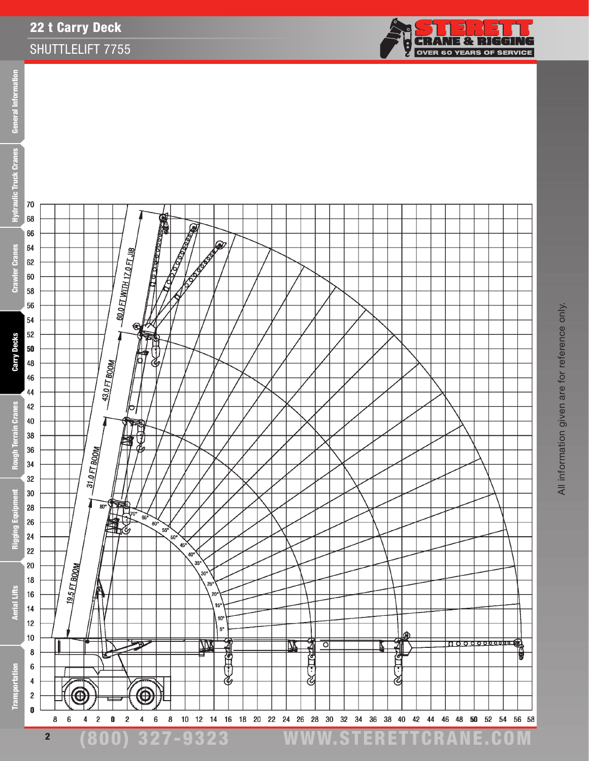# 22 t Carry Deck

## SHUTTLELIFT 7755

60.0 FT WITH 17.0 FT JIB

43.0 FT BOOM

31.0 FT BOOM

19.5 FT BOOM

80° 70° 65° 60° 55° 50° 45° 40° 35° 30° 25° 20° 15° 10° 5°

All information given are for reference only.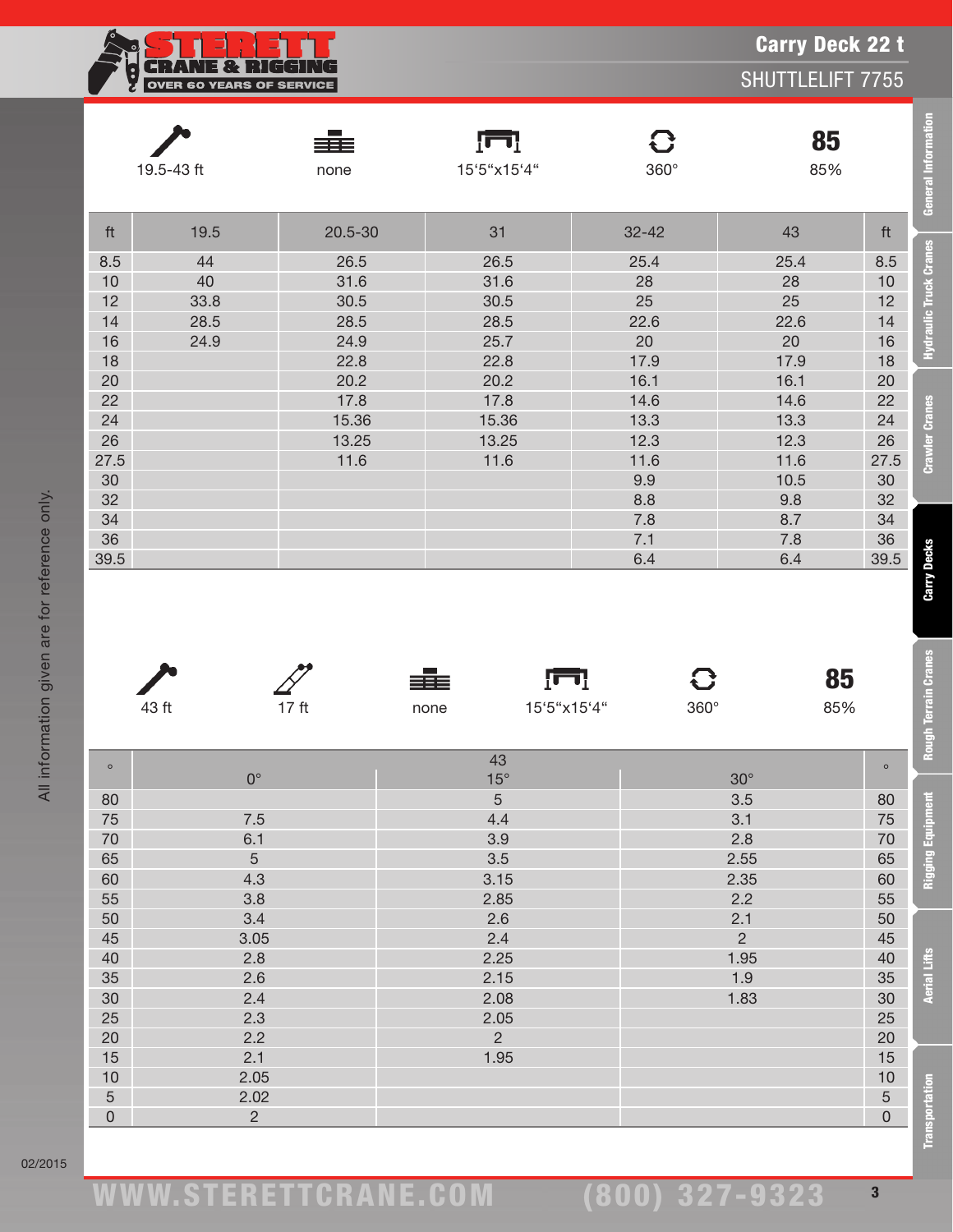# Carry Deck 22 t

## SHUTTLELIFT 7755

| 19.5-43 ft | none | 15‘5“x15‘4“ | 360° | 85% |
|---|---|---|---|---|

| ft | 19.5 | 20.5-30 | 31 | 32-42 | 43 | ft |
|---|---|---|---|---|---|---|
| 8.5 | 44 | 26.5 | 26.5 | 25.4 | 25.4 | 8.5 |
| 10 | 40 | 31.6 | 31.6 | 28 | 28 | 10 |
| 12 | 33.8 | 30.5 | 30.5 | 25 | 25 | 12 |
| 14 | 28.5 | 28.5 | 28.5 | 22.6 | 22.6 | 14 |
| 16 | 24.9 | 24.9 | 25.7 | 20 | 20 | 16 |
| 18 | | 22.8 | 22.8 | 17.9 | 17.9 | 18 |
| 20 | | 20.2 | 20.2 | 16.1 | 16.1 | 20 |
| 22 | | 17.8 | 17.8 | 14.6 | 14.6 | 22 |
| 24 | | 15.36 | 15.36 | 13.3 | 13.3 | 24 |
| 26 | | 13.25 | 13.25 | 12.3 | 12.3 | 26 |
| 27.5 | | 11.6 | 11.6 | 11.6 | 11.6 | 27.5 |
| 30 | | | | 9.9 | 10.5 | 30 |
| 32 | | | | 8.8 | 9.8 | 32 |
| 34 | | | | 7.8 | 8.7 | 34 |
| 36 | | | | 7.1 | 7.8 | 36 |
| 39.5 | | | | 6.4 | 6.4 | 39.5 |

| 43 ft | 17 ft | none | 15‘5“x15‘4“ | 360° | 85% |
|---|---|---|---|---|---|

| ° | 43 | | | ° |
|---|---|---|---|---|
| | 0° | 15° | 30° | |
| 80 | | 5 | 3.5 | 80 |
| 75 | 7.5 | 4.4 | 3.1 | 75 |
| 70 | 6.1 | 3.9 | 2.8 | 70 |
| 65 | 5 | 3.5 | 2.55 | 65 |
| 60 | 4.3 | 3.15 | 2.35 | 60 |
| 55 | 3.8 | 2.85 | 2.2 | 55 |
| 50 | 3.4 | 2.6 | 2.1 | 50 |
| 45 | 3.05 | 2.4 | 2 | 45 |
| 40 | 2.8 | 2.25 | 1.95 | 40 |
| 35 | 2.6 | 2.15 | 1.9 | 35 |
| 30 | 2.4 | 2.08 | 1.83 | 30 |
| 25 | 2.3 | 2.05 | | 25 |
| 20 | 2.2 | 2 | | 20 |
| 15 | 2.1 | 1.95 | | 15 |
| 10 | 2.05 | | | 10 |
| 5 | 2.02 | | | 5 |
| 0 | 2 | | | 0 |

All information given are for reference only.

02/2015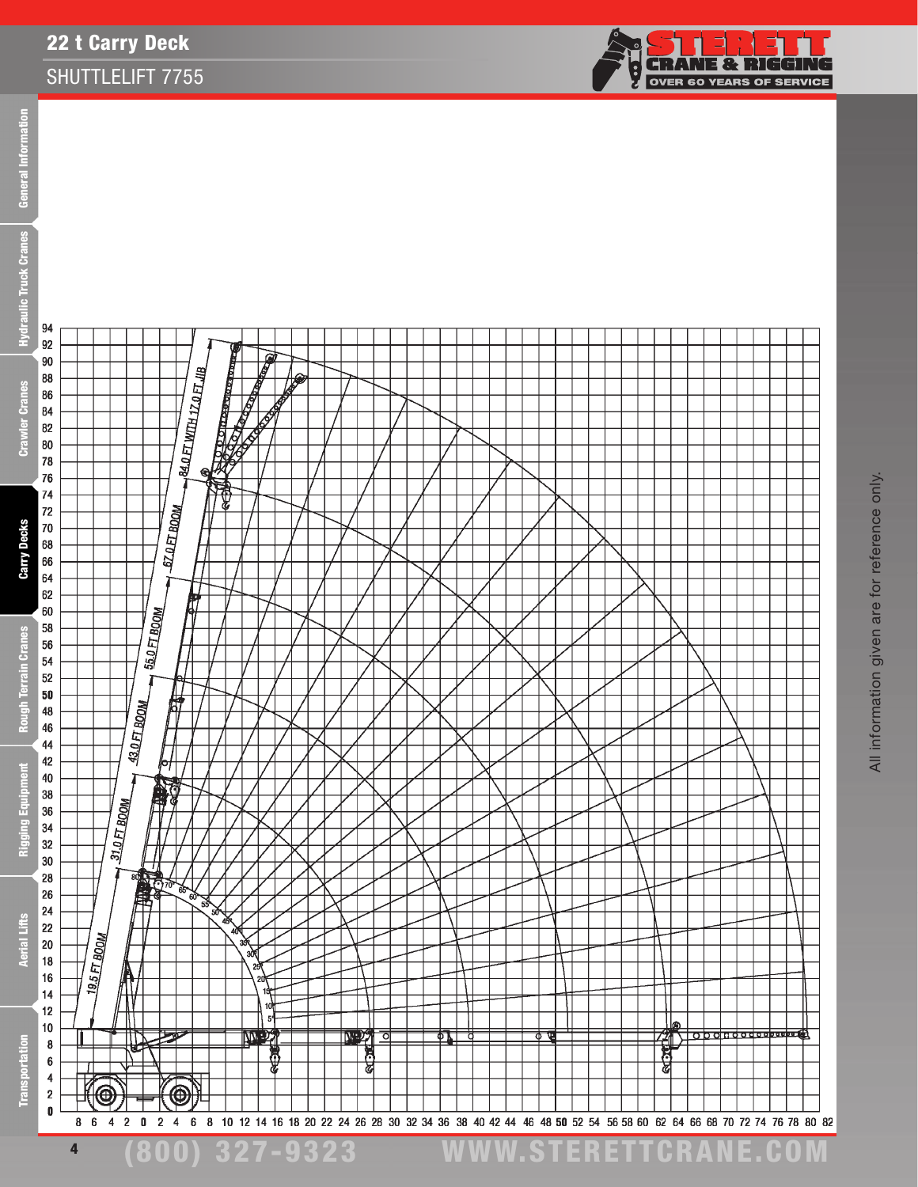# 22 t Carry Deck

## SHUTTLELIFT 7755

84.0 FT WITH 17.0 FT JIB

67.0 FT BOOM

55.0 FT BOOM

43.0 FT BOOM

31.0 FT BOOM

19.5 FT BOOM

All information given are for reference only.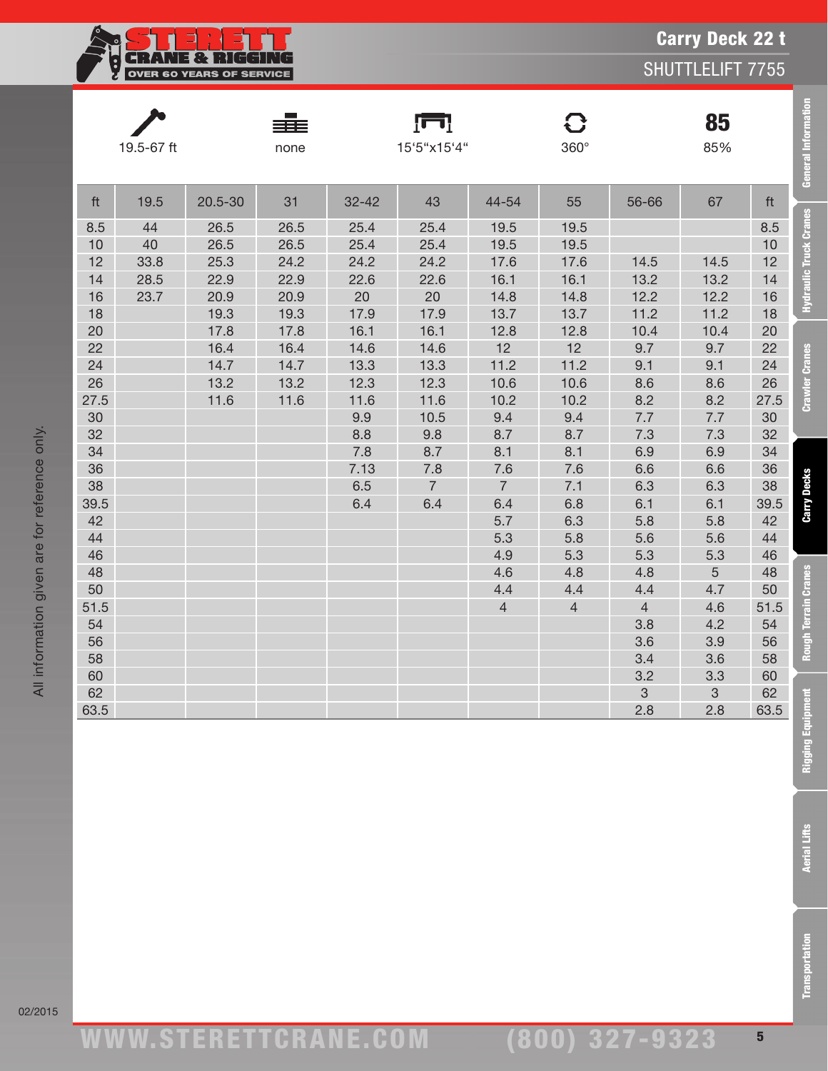# Carry Deck 22 t

## SHUTTLELIFT 7755

| 19.5-67 ft | none | 15'5"x15'4" | 360° | 85 85% |
|---|---|---|---|---|

| ft | 19.5 | 20.5-30 | 31 | 32-42 | 43 | 44-54 | 55 | 56-66 | 67 | ft |
|---|---|---|---|---|---|---|---|---|---|---|
| 8.5 | 44 | 26.5 | 26.5 | 25.4 | 25.4 | 19.5 | 19.5 | | | 8.5 |
| 10 | 40 | 26.5 | 26.5 | 25.4 | 25.4 | 19.5 | 19.5 | | | 10 |
| 12 | 33.8 | 25.3 | 24.2 | 24.2 | 24.2 | 17.6 | 17.6 | 14.5 | 14.5 | 12 |
| 14 | 28.5 | 22.9 | 22.9 | 22.6 | 22.6 | 16.1 | 16.1 | 13.2 | 13.2 | 14 |
| 16 | 23.7 | 20.9 | 20.9 | 20 | 20 | 14.8 | 14.8 | 12.2 | 12.2 | 16 |
| 18 | | 19.3 | 19.3 | 17.9 | 17.9 | 13.7 | 13.7 | 11.2 | 11.2 | 18 |
| 20 | | 17.8 | 17.8 | 16.1 | 16.1 | 12.8 | 12.8 | 10.4 | 10.4 | 20 |
| 22 | | 16.4 | 16.4 | 14.6 | 14.6 | 12 | 12 | 9.7 | 9.7 | 22 |
| 24 | | 14.7 | 14.7 | 13.3 | 13.3 | 11.2 | 11.2 | 9.1 | 9.1 | 24 |
| 26 | | 13.2 | 13.2 | 12.3 | 12.3 | 10.6 | 10.6 | 8.6 | 8.6 | 26 |
| 27.5 | | 11.6 | 11.6 | 11.6 | 11.6 | 10.2 | 10.2 | 8.2 | 8.2 | 27.5 |
| 30 | | | | 9.9 | 10.5 | 9.4 | 9.4 | 7.7 | 7.7 | 30 |
| 32 | | | | 8.8 | 9.8 | 8.7 | 8.7 | 7.3 | 7.3 | 32 |
| 34 | | | | 7.8 | 8.7 | 8.1 | 8.1 | 6.9 | 6.9 | 34 |
| 36 | | | | 7.13 | 7.8 | 7.6 | 7.6 | 6.6 | 6.6 | 36 |
| 38 | | | | 6.5 | 7 | 7 | 7.1 | 6.3 | 6.3 | 38 |
| 39.5 | | | | 6.4 | 6.4 | 6.4 | 6.8 | 6.1 | 6.1 | 39.5 |
| 42 | | | | | | 5.7 | 6.3 | 5.8 | 5.8 | 42 |
| 44 | | | | | | 5.3 | 5.8 | 5.6 | 5.6 | 44 |
| 46 | | | | | | 4.9 | 5.3 | 5.3 | 5.3 | 46 |
| 48 | | | | | | 4.6 | 4.8 | 4.8 | 5 | 48 |
| 50 | | | | | | 4.4 | 4.4 | 4.4 | 4.7 | 50 |
| 51.5 | | | | | | 4 | 4 | 4 | 4.6 | 51.5 |
| 54 | | | | | | | | 3.8 | 4.2 | 54 |
| 56 | | | | | | | | 3.6 | 3.9 | 56 |
| 58 | | | | | | | | 3.4 | 3.6 | 58 |
| 60 | | | | | | | | 3.2 | 3.3 | 60 |
| 62 | | | | | | | | 3 | 3 | 62 |
| 63.5 | | | | | | | | 2.8 | 2.8 | 63.5 |

All information given are for reference only.

02/2015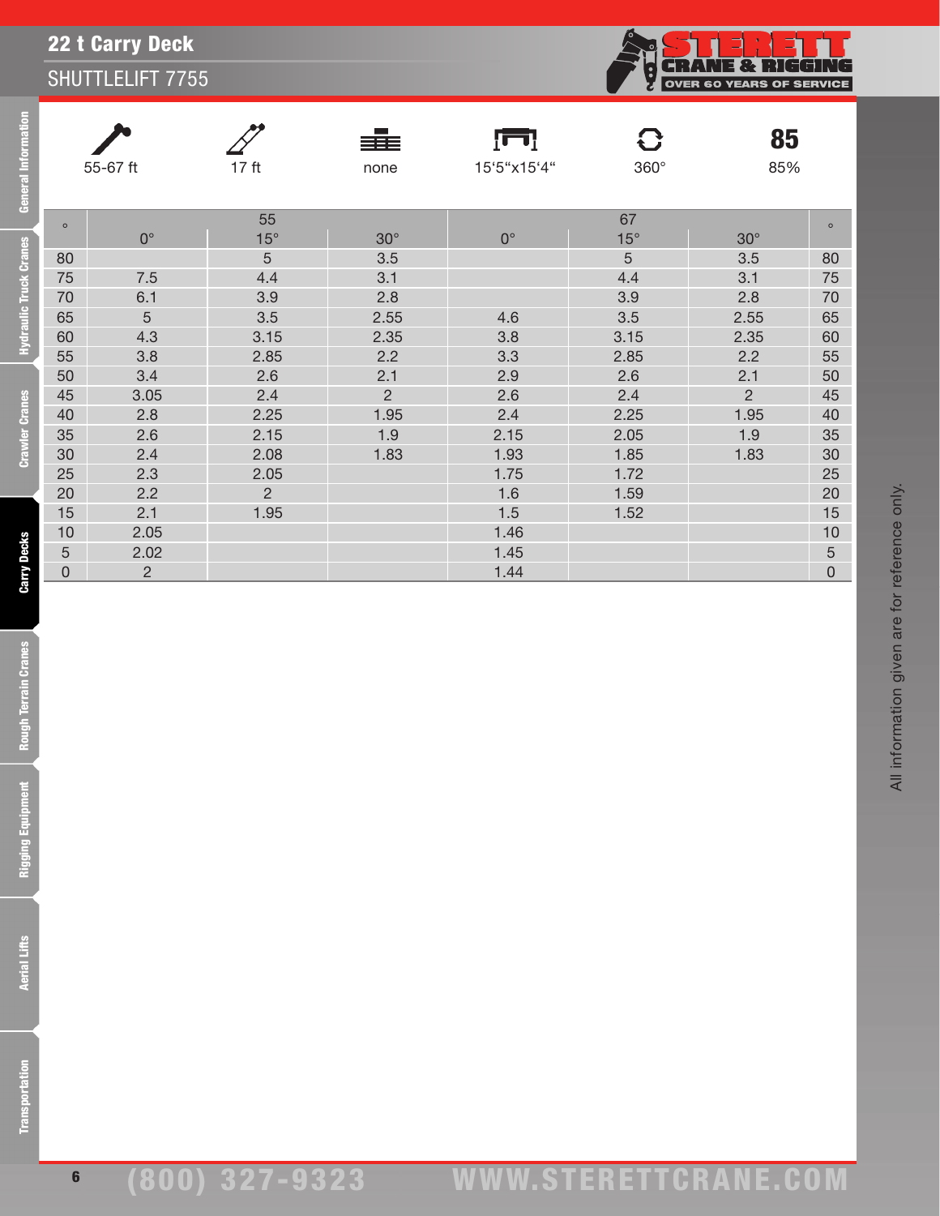# 22 t Carry Deck

## SHUTTLELIFT 7755

| 55-67 ft | 17 ft | none | 15'5"x15'4" | 360° | 85% |
|---|---|---|---|---|---|

| ° | 55 | | | 67 | | | ° |
|---|---|---|---|---|---|---|---|
| | 0° | 15° | 30° | 0° | 15° | 30° | |
| 80 | | 5 | 3.5 | | 5 | 3.5 | 80 |
| 75 | 7.5 | 4.4 | 3.1 | | 4.4 | 3.1 | 75 |
| 70 | 6.1 | 3.9 | 2.8 | | 3.9 | 2.8 | 70 |
| 65 | 5 | 3.5 | 2.55 | 4.6 | 3.5 | 2.55 | 65 |
| 60 | 4.3 | 3.15 | 2.35 | 3.8 | 3.15 | 2.35 | 60 |
| 55 | 3.8 | 2.85 | 2.2 | 3.3 | 2.85 | 2.2 | 55 |
| 50 | 3.4 | 2.6 | 2.1 | 2.9 | 2.6 | 2.1 | 50 |
| 45 | 3.05 | 2.4 | 2 | 2.6 | 2.4 | 2 | 45 |
| 40 | 2.8 | 2.25 | 1.95 | 2.4 | 2.25 | 1.95 | 40 |
| 35 | 2.6 | 2.15 | 1.9 | 2.15 | 2.05 | 1.9 | 35 |
| 30 | 2.4 | 2.08 | 1.83 | 1.93 | 1.85 | 1.83 | 30 |
| 25 | 2.3 | 2.05 | | 1.75 | 1.72 | | 25 |
| 20 | 2.2 | 2 | | 1.6 | 1.59 | | 20 |
| 15 | 2.1 | 1.95 | | 1.5 | 1.52 | | 15 |
| 10 | 2.05 | | | 1.46 | | | 10 |
| 5 | 2.02 | | | 1.45 | | | 5 |
| 0 | 2 | | | 1.44 | | | 0 |

All information given are for reference only.